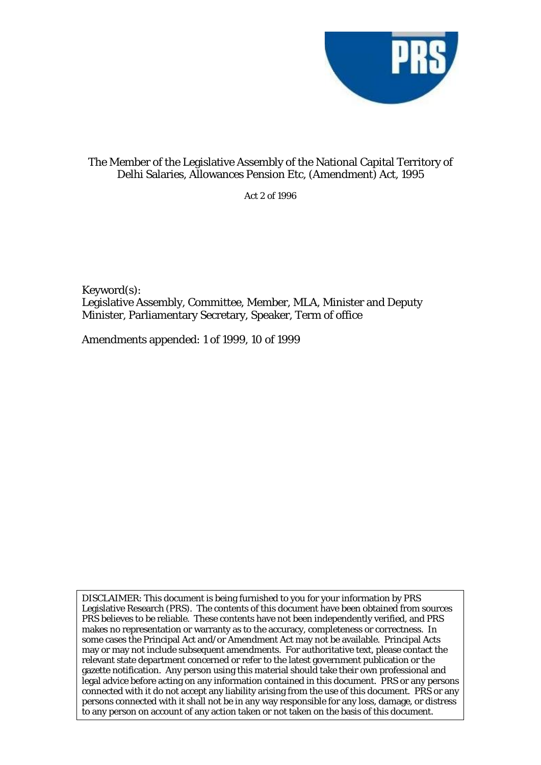# The Member of the Legislative Assembly of the National Capital Territory of Delhi Salaries, Allowances Pension Etc, (Amendment) Act, 1995

Act 2 of 1996

Keyword(s):
Legislative Assembly, Committee, Member, MLA, Minister and Deputy Minister, Parliamentary Secretary, Speaker, Term of office

Amendments appended: 1 of 1999, 10 of 1999

DISCLAIMER: This document is being furnished to you for your information by PRS Legislative Research (PRS). The contents of this document have been obtained from sources PRS believes to be reliable. These contents have not been independently verified, and PRS makes no representation or warranty as to the accuracy, completeness or correctness. In some cases the Principal Act and/or Amendment Act may not be available. Principal Acts may or may not include subsequent amendments. For authoritative text, please contact the relevant state department concerned or refer to the latest government publication or the gazette notification. Any person using this material should take their own professional and legal advice before acting on any information contained in this document. PRS or any persons connected with it do not accept any liability arising from the use of this document. PRS or any persons connected with it shall not be in any way responsible for any loss, damage, or distress to any person on account of any action taken or not taken on the basis of this document.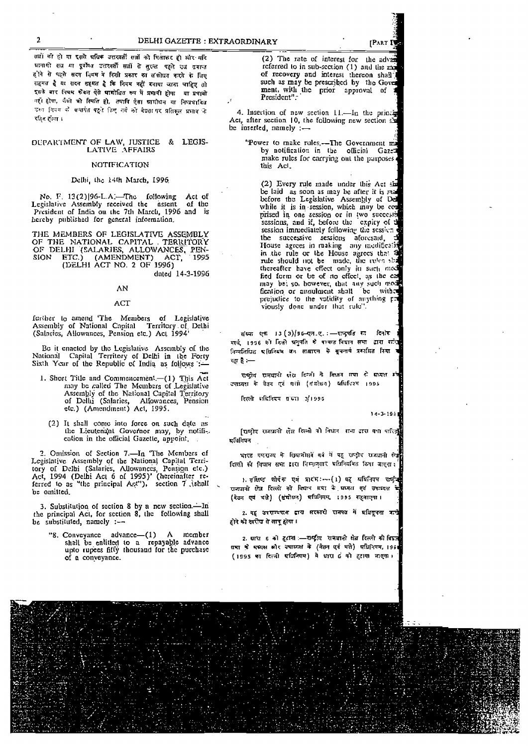सत्रों को हो या इससे अधिक उत्तरवर्ती सत्रों को मिलाकर हो और यदि समापी सत्र या पूर्वोक्त उत्तरवर्ती सत्रों से तुरन्त पहले सत्र समाप्त होने से पहले सदन नियम में किसी प्रकार का संशोधन करने के लिए सहमत है या सदन सहमत है कि नियम नहीं बनाया जाना चाहिए तो इसके बाद नियम केवल ऐसे संशोधित रूप में प्रभावी होगा या प्रभावी नहीं होगा, जैसी भी स्थिति हो, तथापि ऐसा संशोधन या निष्प्रभावित उस नियम के अन्तर्गत पहले किए गये को वैधता पर प्रतिकूल प्रभाव के रहित होगा।

## DEPARTMENT OF LAW, JUSTICE & LEGISLATIVE AFFAIRS

### NOTIFICATION

Delhi, the 14th March, 1996

No. F. 13(2)/96-L.A.—The following Act of Legislative Assembly received the assent of the President of India on the 7th March, 1996 and is hereby published for general information.

THE MEMBERS OF LEGISLATIVE ASSEMBLY OF THE NATIONAL CAPITAL TERRITORY OF DELHI (SALARIES, ALLOWANCES, PENSION ETC.) (AMENDMENT) ACT, 1995 (DELHI ACT NO. 2 OF 1996)

dated 14-3-1996

AN

ACT

further to amend 'The Members of Legislative Assembly of National Capital Territory of Delhi (Salaries, Allowances, Pension etc.) Act 1994'

Be it enacted by the Legislative Assembly of the National Capital Territory of Delhi in the Forty Sixth Year of the Republic of India as follows :—

1. Short Title and Commencement.—(1) This Act may be called The Members of Legislative Assembly of the National Capital Territory of Delhi (Salaries, Allowances, Pension etc.) (Amendment) Act, 1995.

   (2) It shall come into force on such date as the Lieutenant Governor may, by notification in the official Gazette, appoint.

2. Omission of Section 7.—In 'The Members of Legislative Assembly of the National Capital Territory of Delhi (Salaries, Allowances, Pension etc.) Act, 1994 (Delhi Act 6 of 1995)' (hereinafter referred to as "the principal Act"), section 7 shall be omitted.

3. Substitution of section 8 by a new section.—In the principal Act, for section 8, the following shall be substituted, namely :—

   "8. Conveyance advance—(1) A member shall be entitled to a repayable advance upto rupees fifty thousand for the purchase of a conveyance.

   (2) The rate of interest for the advance referred to in sub-section (1) and the manner of recovery and interest thereon shall be such as may be prescribed by the Government, with the prior approval of the President".

4. Insertion of new section 11.—In the principal Act, after section 10, the following new section shall be inserted, namely :—

   "Power to make rules.—The Government may by notification in the official Gazette make rules for carrying out the purposes of this Act.

   (2) Every rule made under this Act shall be laid as soon as may be after it is made before the Legislative Assembly of Delhi while it is in session, which may be comprised in one session or in two successive sessions, and if, before the expiry of the session immediately following the session or the successive sessions aforesaid, the House agrees in making any modification in the rule or the House agrees that the rule should not be made, the rules shall thereafter have effect only in such modified form or be of no effect, as the case may be; so, however, that any such modification or annulment shall be without prejudice to the validity of anything previously done under that rule".

संख्या एफ 13(3)/96-एल.ए. :—राष्ट्रपति का दिनांक मार्च, 1996 को मिली अनुमति से पश्चात विधान सभा द्वारा निम्नलिखित अधिनियम जन साधारण के सूचनार्थ प्रकाशित किया गया है :—

राष्ट्रीय राजधानी क्षेत्र दिल्ली के विधान सभा के सदस्य और उपाध्यक्ष के वेतन एवं भत्ते (संशोधन) अधिनियम 1995

दिल्ली अधिनियम संख्या 2/1996

14-3-1996

[राष्ट्रीय राजधानी क्षेत्र दिल्ली की विधान सभा द्वारा यथा पारित अधिनियम

भारत गणराज्य के छियालीसवें वर्ष में यह राष्ट्रीय राजधानी क्षेत्र दिल्ली की विधान सभा द्वारा निम्नानुसार अधिनियमित किया जाएगा :

1. संक्षिप्त शीर्षक एवं प्रारंभ :—(1) यह अधिनियम राष्ट्रीय राजधानी क्षेत्र दिल्ली की विधान सभा के सदस्य एवं उपाध्यक्ष के (वेतन एवं भत्ते) (संशोधन) अधिनियम, 1995 कहलाएगा।

2. यह उपराज्यपाल द्वारा सरकारी राजपत्र में अधिसूचना जारी होने की तारीख से लागू होगा।

2. धारा 6 को हटाना :—राष्ट्रीय राजधानी क्षेत्र दिल्ली की विधान सभा के सदस्य और उपाध्यक्ष के (वेतन एवं भत्ते) अधिनियम, 1995 (1995 का दिल्ली अधिनियम) से धारा 6 को हटाया जाएगा।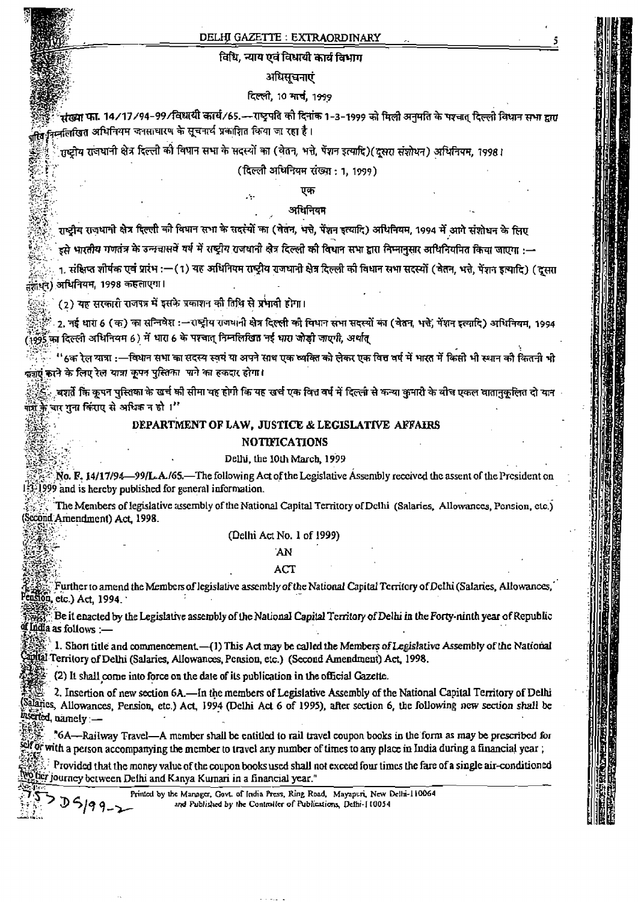विधि, न्याय एवं विधायी कार्य विभाग

अधिसूचनाएं

दिल्ली, 10 मार्च, 1999

संख्या फा. 14/17/94-99/विधायी कार्य/65.—राष्ट्रपति की दिनांक 1-3-1999 को मिली अनुमति के पश्चात् दिल्ली विधान सभा द्वारा पारित निम्नलिखित अधिनियम जनसाधारण के सूचनार्थ प्रकाशित किया जा रहा है।

राष्ट्रीय राजधानी क्षेत्र दिल्ली की विधान सभा के सदस्यों का (वेतन, भत्ते, पेंशन इत्यादि)(दूसरा संशोधन) अधिनियम, 1998।

(दिल्ली अधिनियम संख्या : 1, 1999)

एक

अधिनियम

राष्ट्रीय राजधानी क्षेत्र दिल्ली की विधान सभा के सदस्यों का (वेतन, भत्ते, पेंशन इत्यादि) अधिनियम, 1994 में आगे संशोधन के लिए

इसे भारतीय गणतंत्र के उनचासवें वर्ष में राष्ट्रीय राजधानी क्षेत्र दिल्ली की विधान सभा द्वारा निम्नानुसार अधिनियमित किया जाएगा :—

1. संक्षिप्त शीर्षक एवं प्रारंभ :—(1) यह अधिनियम राष्ट्रीय राजधानी क्षेत्र दिल्ली की विधान सभा सदस्यों (वेतन, भत्ते, पेंशन इत्यादि) (दूसरा संशोधन) अधिनियम, 1998 कहलाएगा।

(2) यह सरकारी राजपत्र में इसके प्रकाशन की तिथि से प्रभावी होगा।

2. नई धारा 6 (क) का सन्निवेश :—राष्ट्रीय राजधानी क्षेत्र दिल्ली की विधान सभा सदस्यों का (वेतन, भत्ते, पेंशन इत्यादि) अधिनियम, 1994 (1995 का दिल्ली अधिनियम 6) में धारा 6 के पश्चात् निम्नलिखित नई धारा जोड़ी जाएगी, अर्थात्

"6क रेल यात्रा :—विधान सभा का सदस्य स्वयं या अपने साथ एक व्यक्ति को लेकर एक वित्त वर्ष में भारत में किसी भी स्थान की कितनी भी यात्राएं करने के लिए रेल यात्रा कूपन पुस्तिका पाने का हकदार होगा।

बशर्ते कि कूपन पुस्तिका के खर्च की सीमा यह होगी कि यह खर्च एक वित्त वर्ष में दिल्ली से कन्या कुमारी के बीच एकल वातानुकूलित दो यान यात्रा के चार गुना किराए से अधिक न हो।"

## DEPARTMENT OF LAW, JUSTICE & LEGISLATIVE AFFAIRS

### NOTIFICATIONS

Delhi, the 10th March, 1999

No. F. 14/17/94—99/L.A./65.—The following Act of the Legislative Assembly received the assent of the President on 1-3-1999 and is hereby published for general information.

The Members of legislative assembly of the National Capital Territory of Delhi (Salaries, Allowances, Pension, etc.) (Second Amendment) Act, 1998.

(Delhi Act No. 1 of 1999)

AN

ACT

Further to amend the Members of legislative assembly of the National Capital Territory of Delhi (Salaries, Allowances, Pension, etc.) Act, 1994.

Be it enacted by the Legislative assembly of the National Capital Territory of Delhi in the Forty-ninth year of Republic of India as follows :—

1. Short title and commencement.—(1) This Act may be called the Members of Legislative Assembly of the National Capital Territory of Delhi (Salaries, Allowances, Pension, etc.) (Second Amendment) Act, 1998.

(2) It shall come into force on the date of its publication in the official Gazette.

2. Insertion of new section 6A.—In the members of Legislative Assembly of the National Capital Territory of Delhi (Salaries, Allowances, Pension, etc.) Act, 1994 (Delhi Act 6 of 1995), after section 6, the following new section shall be inserted, namely :—

"6A—Railway Travel—A member shall be entitled to rail travel coupon books in the form as may be prescribed for self or with a person accompanying the member to travel any number of times to any place in India during a financial year ;

Provided that the money value of the coupon books used shall not exceed four times the fare of a single air-conditioned two tier journey between Delhi and Kanya Kumari in a financial year."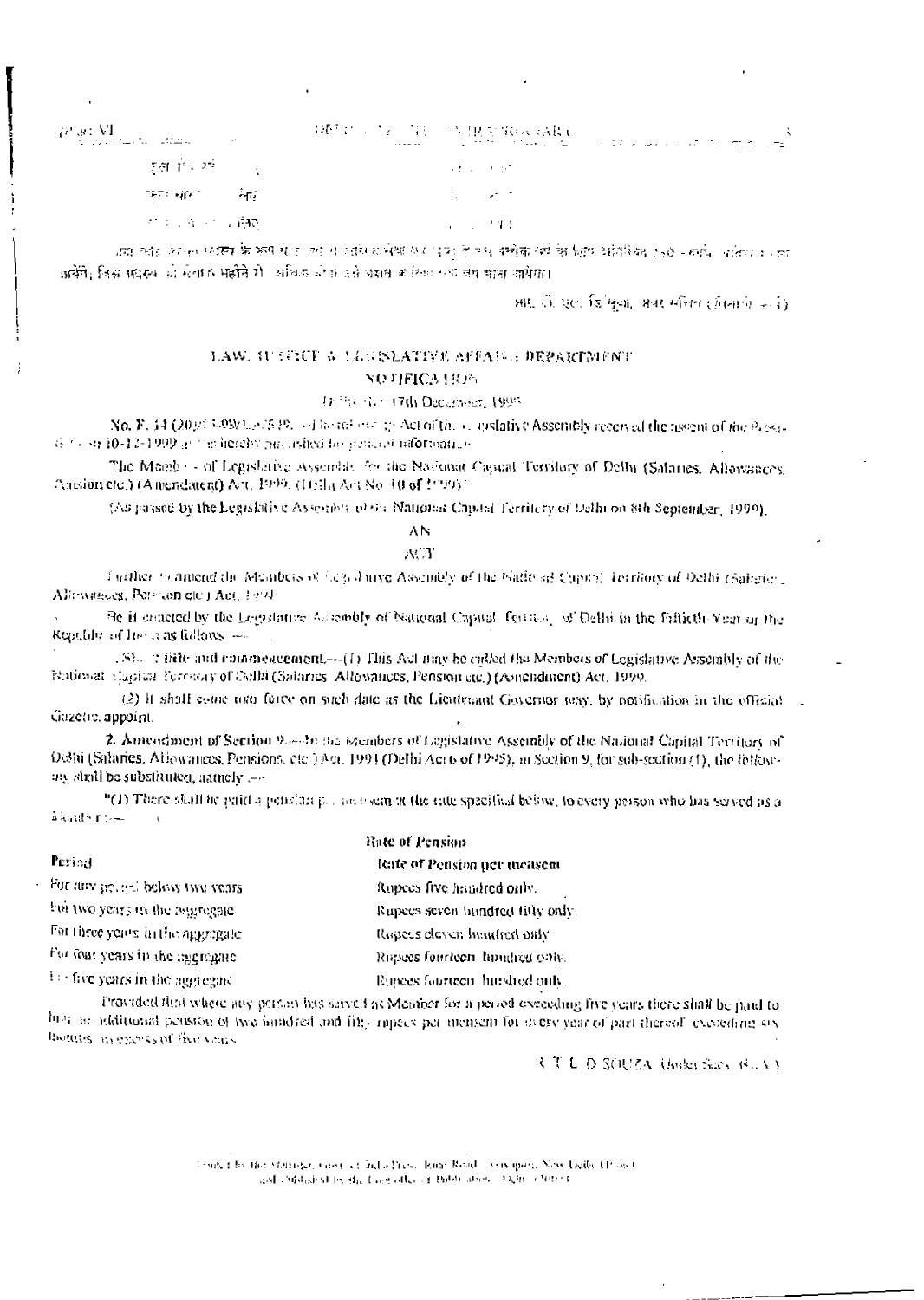दूसरे वर्ष ... 

... मित्र

... मित्र

... अवधि ... मद के ... लिए ... शुल्क ... माह ... का भुगतान किया जायेगा।

आर. के. एस. ... अवर सचिव (...)

## LAW, JUSTICE & LEGISLATIVE AFFAIRS DEPARTMENT

### NOTIFICATION

Delhi, the 17th December, 1999

No. F. 14 (20)/LA/99/LAS/LJ... The following Act of the Legislative Assembly received the assent of the President on 10-12-1999 and is hereby published for general information:—

The Members of Legislative Assembly of the National Capital Territory of Delhi (Salaries, Allowances, Pension etc.) (Amendment) Act, 1999. (Delhi Act No. 10 of 1999)

(As passed by the Legislative Assembly of the National Capital Territory of Delhi on 8th September, 1999).

AN

ACT

further to amend the Members of Legislative Assembly of the National Capital Territory of Delhi (Salaries, Allowances, Pension etc.) Act, 1994

Be it enacted by the Legislative Assembly of National Capital Territory of Delhi in the Fiftieth Year of the Republic of India as follows:—

1. Short title and commencement.—(1) This Act may be called the Members of Legislative Assembly of the National Capital Territory of Delhi (Salaries, Allowances, Pension etc.) (Amendment) Act, 1999.

(2) It shall come into force on such date as the Lieutenant Governor may, by notification in the official Gazette, appoint.

**2. Amendment of Section 9.**—In the Members of Legislative Assembly of the National Capital Territory of Delhi (Salaries, Allowances, Pensions, etc.) Act, 1994 (Delhi Act 6 of 1995), in Section 9, for sub-section (1), the following shall be substituted, namely :—

"(1) There shall be paid a pension per mensem at the rate specified below, to every person who has served as a Member for—

**Rate of Pension**

| Period | Rate of Pension per mensem |
|---|---|
| For any period below two years | Rupees five hundred only. |
| For two years in the aggregate | Rupees seven hundred fifty only. |
| For three years in the aggregate | Rupees eleven hundred only. |
| For four years in the aggregate | Rupees fourteen hundred only. |
| For five years in the aggregate | Rupees fourteen hundred only. |

Provided that where any person has served as Member for a period exceeding five years there shall be paid to him an additional pension of two hundred and fifty rupees per mensem for every year of part thereof exceeding six months in excess of five years.

R. T. L. D'SOUZA, Under Secy. (L.A.)

Printed by the Manager, Govt. of India Press, Ring Road, Mayapuri, New Delhi-110064 and Published by the Controller of Publications, Delhi-110054